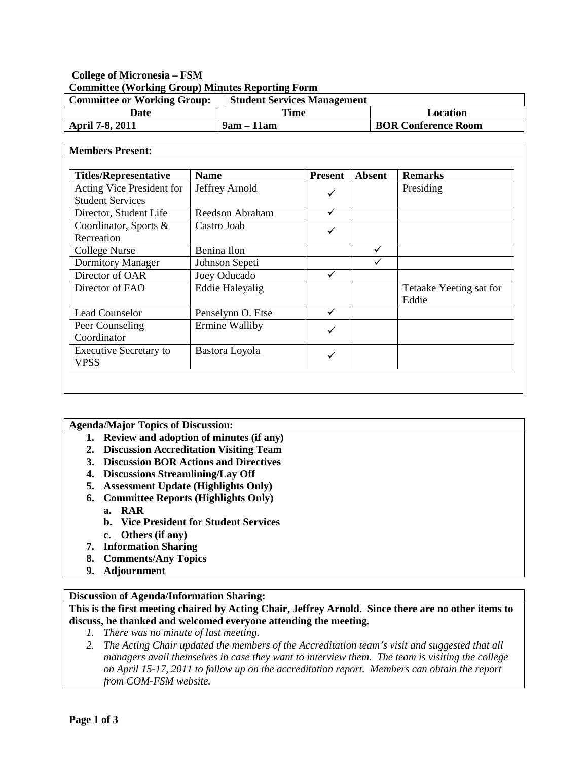**College of Micronesia – FSM**

**Committee (Working Group) Minutes Reporting Form**

| **Committee or Working Group:** | **Student Services Management** | |
|---|---|---|
| **Date** | **Time** | **Location** |
| **April 7-8, 2011** | **9am – 11am** | **BOR Conference Room** |

**Members Present:**

| Titles/Representative | Name | Present | Absent | Remarks |
|---|---|---|---|---|
| Acting Vice President for Student Services | Jeffrey Arnold | ✓ | | Presiding |
| Director, Student Life | Reedson Abraham | ✓ | | |
| Coordinator, Sports & Recreation | Castro Joab | ✓ | | |
| College Nurse | Benina Ilon | | ✓ | |
| Dormitory Manager | Johnson Sepeti | | ✓ | |
| Director of OAR | Joey Oducado | ✓ | | |
| Director of FAO | Eddie Haleyalig | | | Tetaake Yeeting sat for Eddie |
| Lead Counselor | Penselynn O. Etse | ✓ | | |
| Peer Counseling Coordinator | Ermine Walliby | ✓ | | |
| Executive Secretary to VPSS | Bastora Loyola | ✓ | | |

**Agenda/Major Topics of Discussion:**

1. **Review and adoption of minutes (if any)**
2. **Discussion Accreditation Visiting Team**
3. **Discussion BOR Actions and Directives**
4. **Discussions Streamlining/Lay Off**
5. **Assessment Update (Highlights Only)**
6. **Committee Reports (Highlights Only)**
   a. **RAR**
   b. **Vice President for Student Services**
   c. **Others (if any)**
7. **Information Sharing**
8. **Comments/Any Topics**
9. **Adjournment**

**Discussion of Agenda/Information Sharing:**

**This is the first meeting chaired by Acting Chair, Jeffrey Arnold. Since there are no other items to discuss, he thanked and welcomed everyone attending the meeting.**

1. *There was no minute of last meeting.*
2. *The Acting Chair updated the members of the Accreditation team's visit and suggested that all managers avail themselves in case they want to interview them. The team is visiting the college on April 15-17, 2011 to follow up on the accreditation report. Members can obtain the report from COM-FSM website.*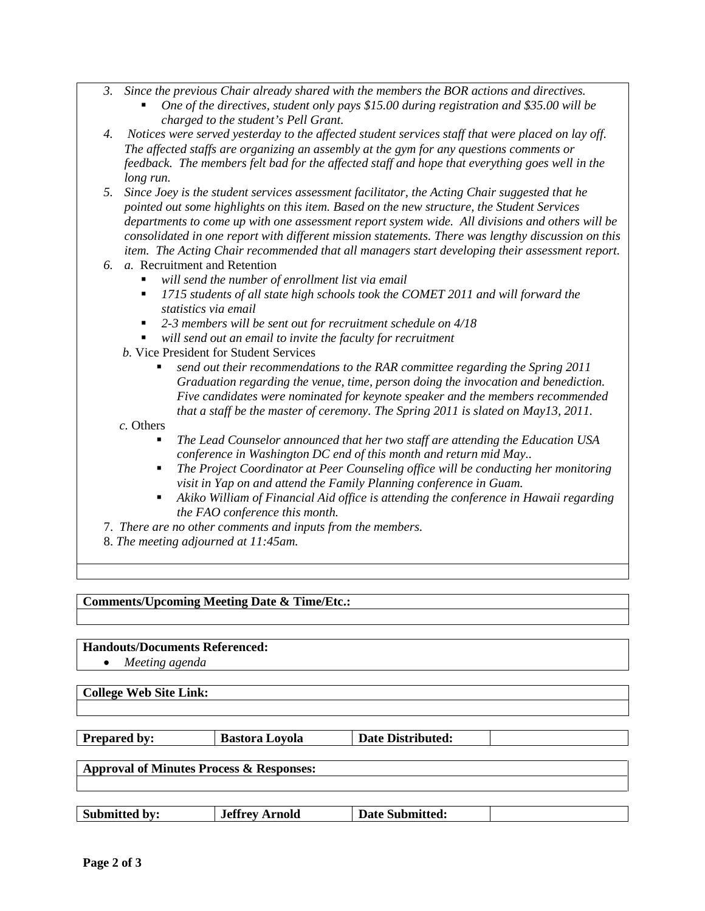3. *Since the previous Chair already shared with the members the BOR actions and directives.*
   - *One of the directives, student only pays $15.00 during registration and $35.00 will be charged to the student's Pell Grant.*
4. *Notices were served yesterday to the affected student services staff that were placed on lay off. The affected staffs are organizing an assembly at the gym for any questions comments or feedback. The members felt bad for the affected staff and hope that everything goes well in the long run.*
5. *Since Joey is the student services assessment facilitator, the Acting Chair suggested that he pointed out some highlights on this item. Based on the new structure, the Student Services departments to come up with one assessment report system wide. All divisions and others will be consolidated in one report with different mission statements. There was lengthy discussion on this item. The Acting Chair recommended that all managers start developing their assessment report.*
6. *a.* Recruitment and Retention
   - *will send the number of enrollment list via email*
   - *1715 students of all state high schools took the COMET 2011 and will forward the statistics via email*
   - *2-3 members will be sent out for recruitment schedule on 4/18*
   - *will send out an email to invite the faculty for recruitment*

   *b.* Vice President for Student Services
   - *send out their recommendations to the RAR committee regarding the Spring 2011 Graduation regarding the venue, time, person doing the invocation and benediction. Five candidates were nominated for keynote speaker and the members recommended that a staff be the master of ceremony. The Spring 2011 is slated on May13, 2011.*

   *c.* Others
   - *The Lead Counselor announced that her two staff are attending the Education USA conference in Washington DC end of this month and return mid May..*
   - *The Project Coordinator at Peer Counseling office will be conducting her monitoring visit in Yap on and attend the Family Planning conference in Guam.*
   - *Akiko William of Financial Aid office is attending the conference in Hawaii regarding the FAO conference this month.*
7. *There are no other comments and inputs from the members.*
8. *The meeting adjourned at 11:45am.*

**Comments/Upcoming Meeting Date & Time/Etc.:**

**Handouts/Documents Referenced:**

- *Meeting agenda*

**College Web Site Link:**

| **Prepared by:** | **Bastora Loyola** | **Date Distributed:** | |
|---|---|---|---|

**Approval of Minutes Process & Responses:**

| **Submitted by:** | **Jeffrey Arnold** | **Date Submitted:** | |
|---|---|---|---|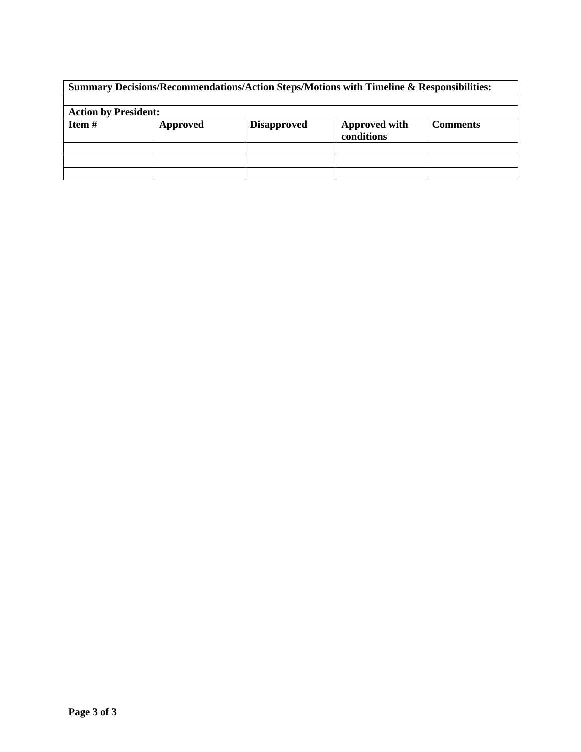| **Summary Decisions/Recommendations/Action Steps/Motions with Timeline & Responsibilities:** | | | | |
|---|---|---|---|---|
| | | | | |
| **Action by President:** | | | | |
| **Item #** | **Approved** | **Disapproved** | **Approved with conditions** | **Comments** |
| | | | | |
| | | | | |
| | | | | |